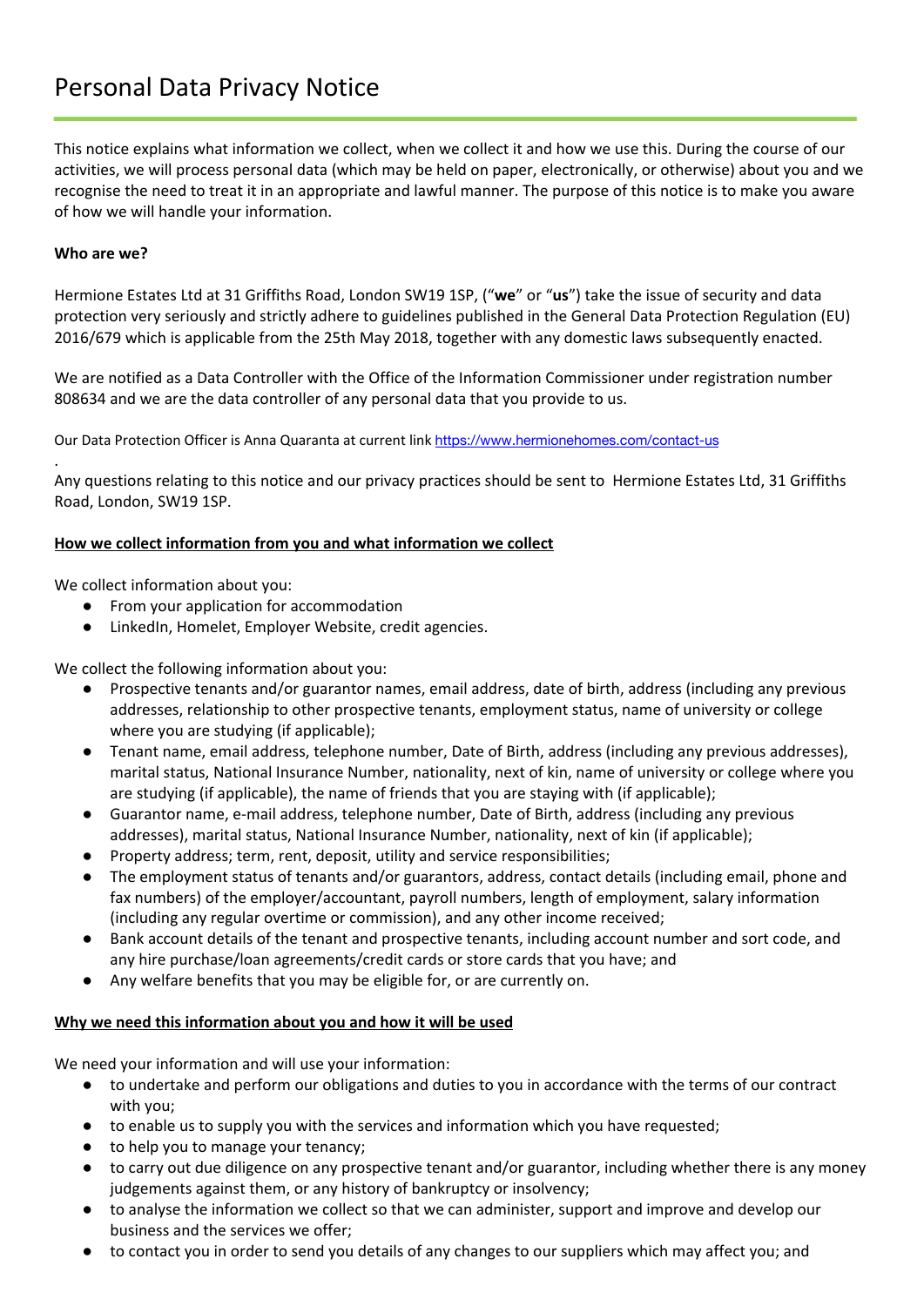# Personal Data Privacy Notice

This notice explains what information we collect, when we collect it and how we use this. During the course of our activities, we will process personal data (which may be held on paper, electronically, or otherwise) about you and we recognise the need to treat it in an appropriate and lawful manner. The purpose of this notice is to make you aware of how we will handle your information.

**Who are we?**

Hermione Estates Ltd at 31 Griffiths Road, London SW19 1SP, ("**we**" or "**us**") take the issue of security and data protection very seriously and strictly adhere to guidelines published in the General Data Protection Regulation (EU) 2016/679 which is applicable from the 25th May 2018, together with any domestic laws subsequently enacted.

We are notified as a Data Controller with the Office of the Information Commissioner under registration number 808634 and we are the data controller of any personal data that you provide to us.

Our Data Protection Officer is Anna Quaranta at current link https://www.hermionehomes.com/contact-us

.
Any questions relating to this notice and our privacy practices should be sent to Hermione Estates Ltd, 31 Griffiths Road, London, SW19 1SP.

**How we collect information from you and what information we collect**

We collect information about you:

- From your application for accommodation
- LinkedIn, Homelet, Employer Website, credit agencies.

We collect the following information about you:

- Prospective tenants and/or guarantor names, email address, date of birth, address (including any previous addresses, relationship to other prospective tenants, employment status, name of university or college where you are studying (if applicable);
- Tenant name, email address, telephone number, Date of Birth, address (including any previous addresses), marital status, National Insurance Number, nationality, next of kin, name of university or college where you are studying (if applicable), the name of friends that you are staying with (if applicable);
- Guarantor name, e-mail address, telephone number, Date of Birth, address (including any previous addresses), marital status, National Insurance Number, nationality, next of kin (if applicable);
- Property address; term, rent, deposit, utility and service responsibilities;
- The employment status of tenants and/or guarantors, address, contact details (including email, phone and fax numbers) of the employer/accountant, payroll numbers, length of employment, salary information (including any regular overtime or commission), and any other income received;
- Bank account details of the tenant and prospective tenants, including account number and sort code, and any hire purchase/loan agreements/credit cards or store cards that you have; and
- Any welfare benefits that you may be eligible for, or are currently on.

**Why we need this information about you and how it will be used**

We need your information and will use your information:

- to undertake and perform our obligations and duties to you in accordance with the terms of our contract with you;
- to enable us to supply you with the services and information which you have requested;
- to help you to manage your tenancy;
- to carry out due diligence on any prospective tenant and/or guarantor, including whether there is any money judgements against them, or any history of bankruptcy or insolvency;
- to analyse the information we collect so that we can administer, support and improve and develop our business and the services we offer;
- to contact you in order to send you details of any changes to our suppliers which may affect you; and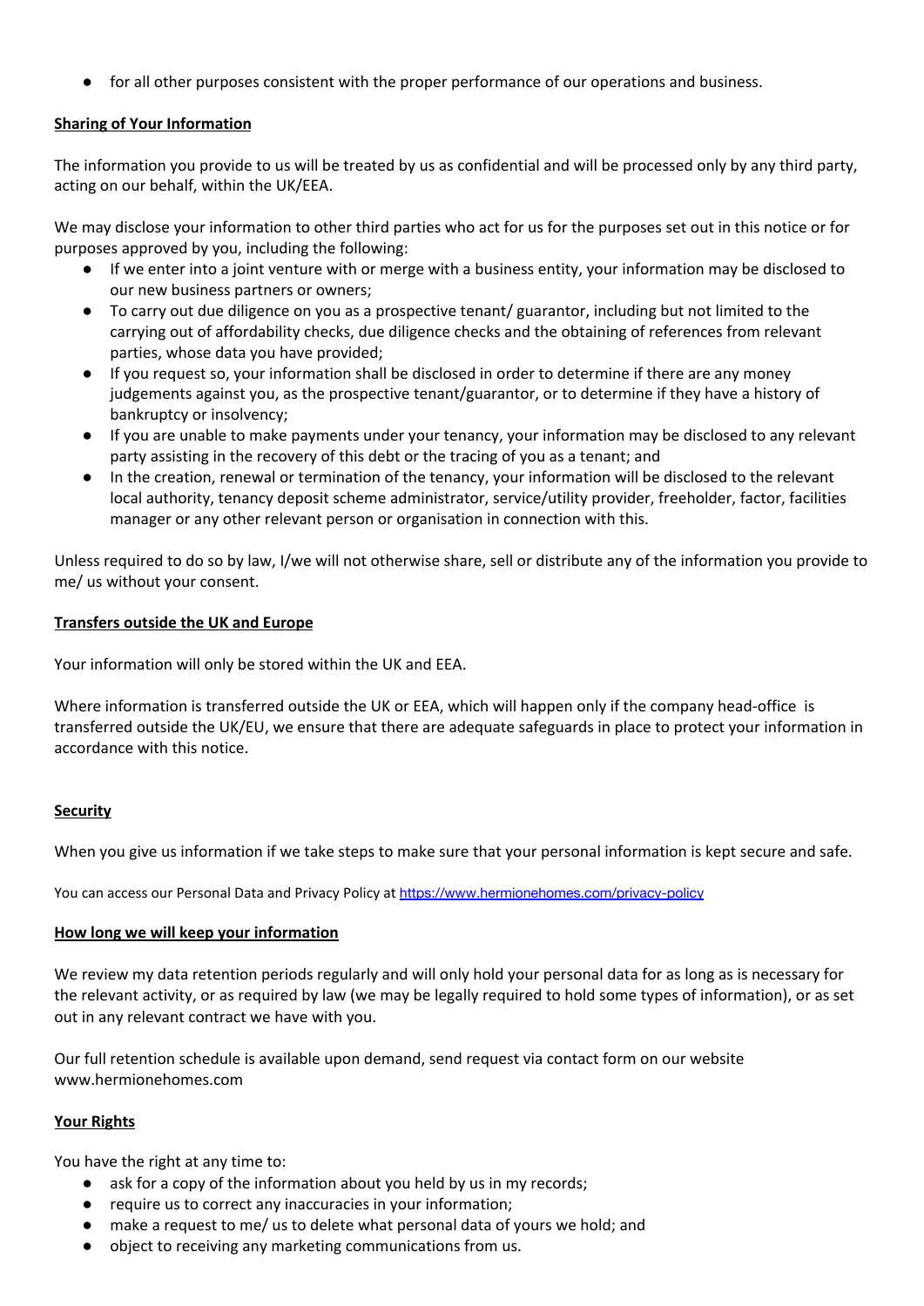- for all other purposes consistent with the proper performance of our operations and business.

**Sharing of Your Information**

The information you provide to us will be treated by us as confidential and will be processed only by any third party, acting on our behalf, within the UK/EEA.

We may disclose your information to other third parties who act for us for the purposes set out in this notice or for purposes approved by you, including the following:

- If we enter into a joint venture with or merge with a business entity, your information may be disclosed to our new business partners or owners;
- To carry out due diligence on you as a prospective tenant/ guarantor, including but not limited to the carrying out of affordability checks, due diligence checks and the obtaining of references from relevant parties, whose data you have provided;
- If you request so, your information shall be disclosed in order to determine if there are any money judgements against you, as the prospective tenant/guarantor, or to determine if they have a history of bankruptcy or insolvency;
- If you are unable to make payments under your tenancy, your information may be disclosed to any relevant party assisting in the recovery of this debt or the tracing of you as a tenant; and
- In the creation, renewal or termination of the tenancy, your information will be disclosed to the relevant local authority, tenancy deposit scheme administrator, service/utility provider, freeholder, factor, facilities manager or any other relevant person or organisation in connection with this.

Unless required to do so by law, I/we will not otherwise share, sell or distribute any of the information you provide to me/ us without your consent.

**Transfers outside the UK and Europe**

Your information will only be stored within the UK and EEA.

Where information is transferred outside the UK or EEA, which will happen only if the company head-office is transferred outside the UK/EU, we ensure that there are adequate safeguards in place to protect your information in accordance with this notice.

**Security**

When you give us information if we take steps to make sure that your personal information is kept secure and safe.

You can access our Personal Data and Privacy Policy at https://www.hermionehomes.com/privacy-policy

**How long we will keep your information**

We review my data retention periods regularly and will only hold your personal data for as long as is necessary for the relevant activity, or as required by law (we may be legally required to hold some types of information), or as set out in any relevant contract we have with you.

Our full retention schedule is available upon demand, send request via contact form on our website www.hermionehomes.com

**Your Rights**

You have the right at any time to:

- ask for a copy of the information about you held by us in my records;
- require us to correct any inaccuracies in your information;
- make a request to me/ us to delete what personal data of yours we hold; and
- object to receiving any marketing communications from us.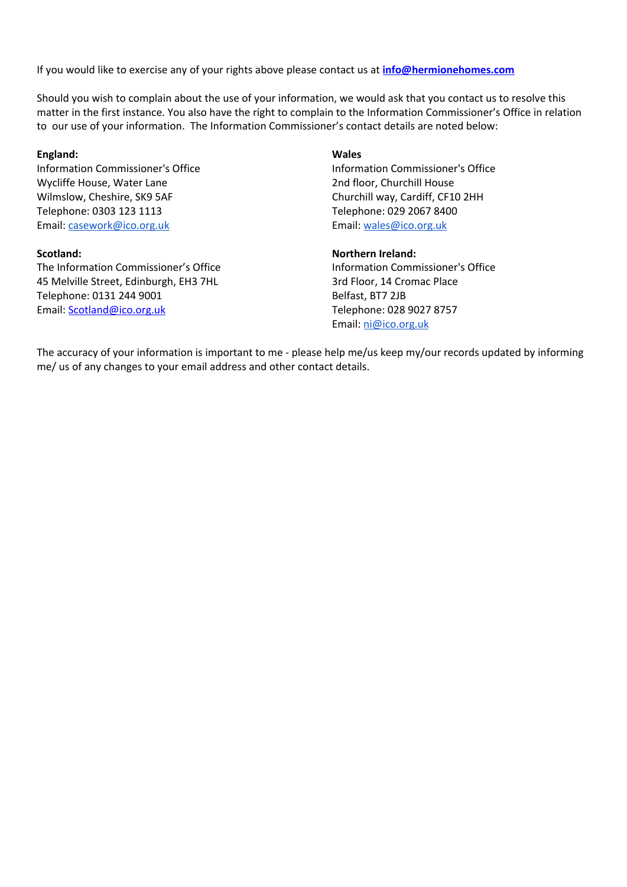If you would like to exercise any of your rights above please contact us at **info@hermionehomes.com**

Should you wish to complain about the use of your information, we would ask that you contact us to resolve this matter in the first instance. You also have the right to complain to the Information Commissioner's Office in relation to our use of your information. The Information Commissioner's contact details are noted below:

**England:**
Information Commissioner's Office
Wycliffe House, Water Lane
Wilmslow, Cheshire, SK9 5AF
Telephone: 0303 123 1113
Email: casework@ico.org.uk

**Scotland:**
The Information Commissioner's Office
45 Melville Street, Edinburgh, EH3 7HL
Telephone: 0131 244 9001
Email: Scotland@ico.org.uk

**Wales**
Information Commissioner's Office
2nd floor, Churchill House
Churchill way, Cardiff, CF10 2HH
Telephone: 029 2067 8400
Email: wales@ico.org.uk

**Northern Ireland:**
Information Commissioner's Office
3rd Floor, 14 Cromac Place
Belfast, BT7 2JB
Telephone: 028 9027 8757
Email: ni@ico.org.uk

The accuracy of your information is important to me - please help me/us keep my/our records updated by informing me/ us of any changes to your email address and other contact details.